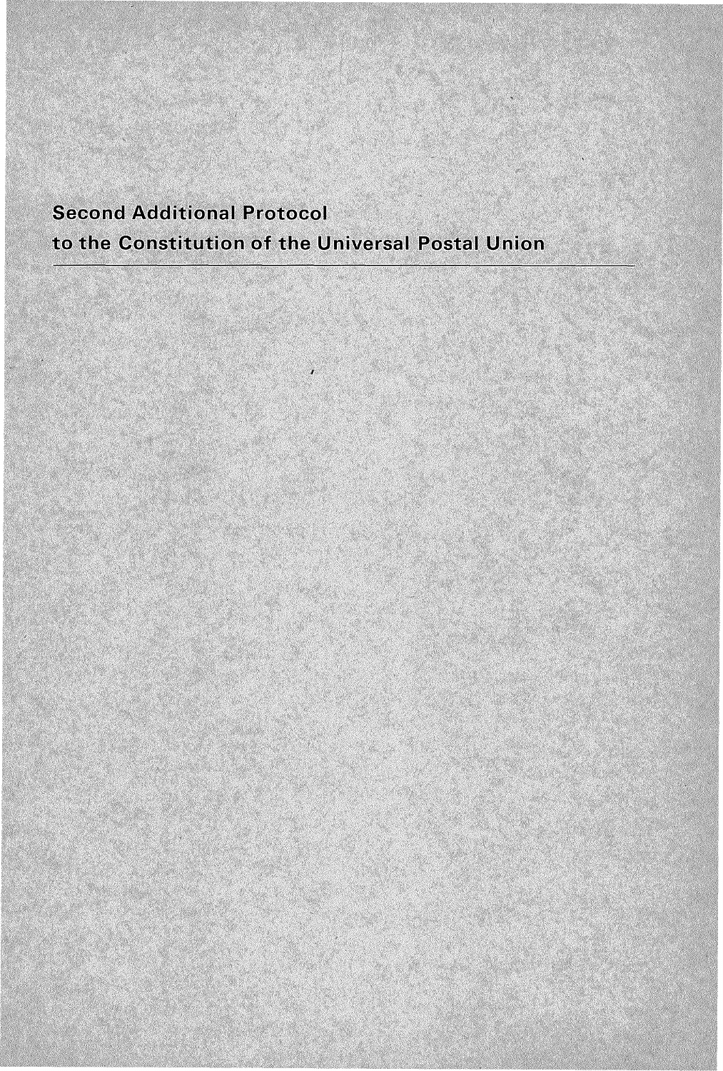# Second Additional Protocol to the Constitution of the Universal Postal Union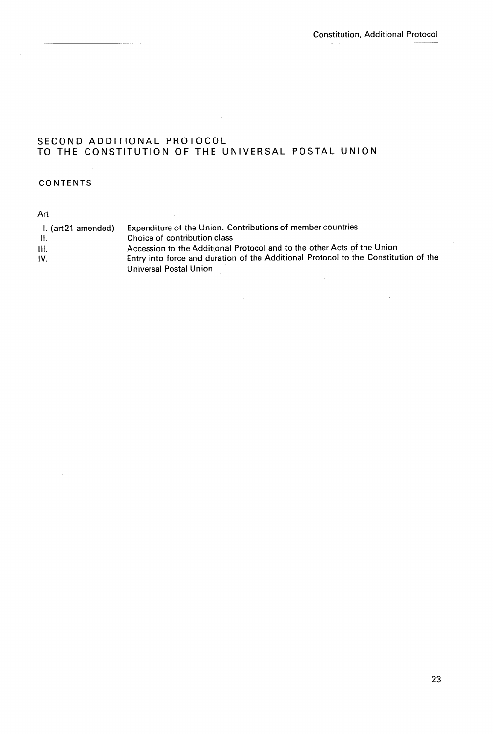# SECOND ADDITIONAL PROTOCOL TO THE CONSTITUTION OF THE UNIVERSAL POSTAL UNION

## CONTENTS

| Art | |
|---|---|
| I. (art 21 amended) | Expenditure of the Union. Contributions of member countries |
| II. | Choice of contribution class |
| III. | Accession to the Additional Protocol and to the other Acts of the Union |
| IV. | Entry into force and duration of the Additional Protocol to the Constitution of the Universal Postal Union |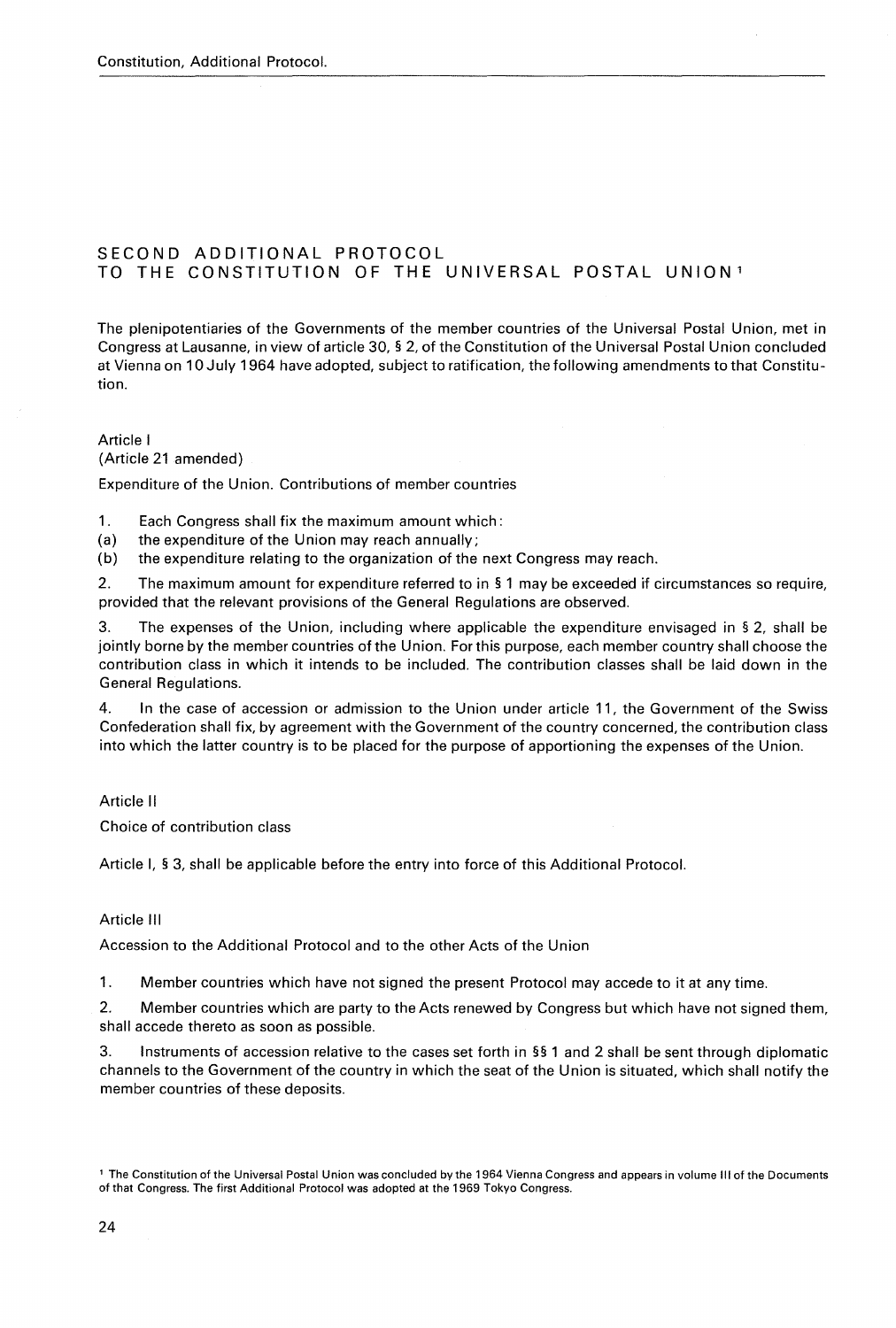# SECOND ADDITIONAL PROTOCOL TO THE CONSTITUTION OF THE UNIVERSAL POSTAL UNION[1]

The plenipotentiaries of the Governments of the member countries of the Universal Postal Union, met in Congress at Lausanne, in view of article 30, § 2, of the Constitution of the Universal Postal Union concluded at Vienna on 10 July 1964 have adopted, subject to ratification, the following amendments to that Constitution.

Article I
(Article 21 amended)

Expenditure of the Union. Contributions of member countries

1. Each Congress shall fix the maximum amount which:
(a) the expenditure of the Union may reach annually;
(b) the expenditure relating to the organization of the next Congress may reach.

2. The maximum amount for expenditure referred to in § 1 may be exceeded if circumstances so require, provided that the relevant provisions of the General Regulations are observed.

3. The expenses of the Union, including where applicable the expenditure envisaged in § 2, shall be jointly borne by the member countries of the Union. For this purpose, each member country shall choose the contribution class in which it intends to be included. The contribution classes shall be laid down in the General Regulations.

4. In the case of accession or admission to the Union under article 11, the Government of the Swiss Confederation shall fix, by agreement with the Government of the country concerned, the contribution class into which the latter country is to be placed for the purpose of apportioning the expenses of the Union.

Article II

Choice of contribution class

Article I, § 3, shall be applicable before the entry into force of this Additional Protocol.

Article III

Accession to the Additional Protocol and to the other Acts of the Union

1. Member countries which have not signed the present Protocol may accede to it at any time.

2. Member countries which are party to the Acts renewed by Congress but which have not signed them, shall accede thereto as soon as possible.

3. Instruments of accession relative to the cases set forth in §§ 1 and 2 shall be sent through diplomatic channels to the Government of the country in which the seat of the Union is situated, which shall notify the member countries of these deposits.

[1] The Constitution of the Universal Postal Union was concluded by the 1964 Vienna Congress and appears in volume III of the Documents of that Congress. The first Additional Protocol was adopted at the 1969 Tokyo Congress.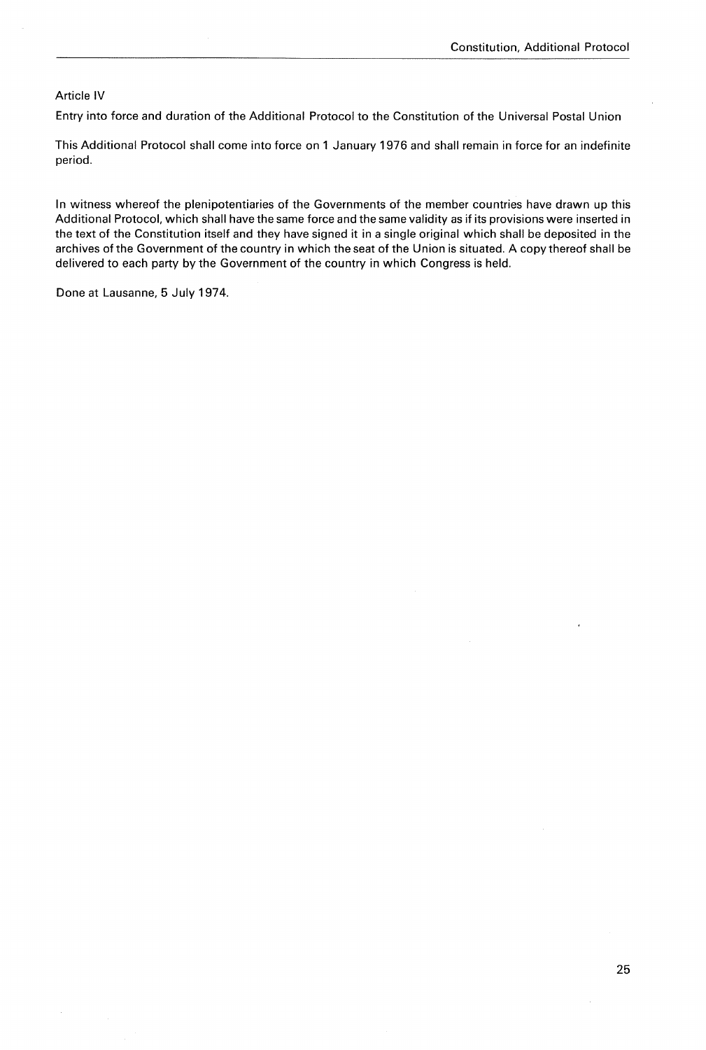Article IV

Entry into force and duration of the Additional Protocol to the Constitution of the Universal Postal Union

This Additional Protocol shall come into force on 1 January 1976 and shall remain in force for an indefinite period.

In witness whereof the plenipotentiaries of the Governments of the member countries have drawn up this Additional Protocol, which shall have the same force and the same validity as if its provisions were inserted in the text of the Constitution itself and they have signed it in a single original which shall be deposited in the archives of the Government of the country in which the seat of the Union is situated. A copy thereof shall be delivered to each party by the Government of the country in which Congress is held.

Done at Lausanne, 5 July 1974.